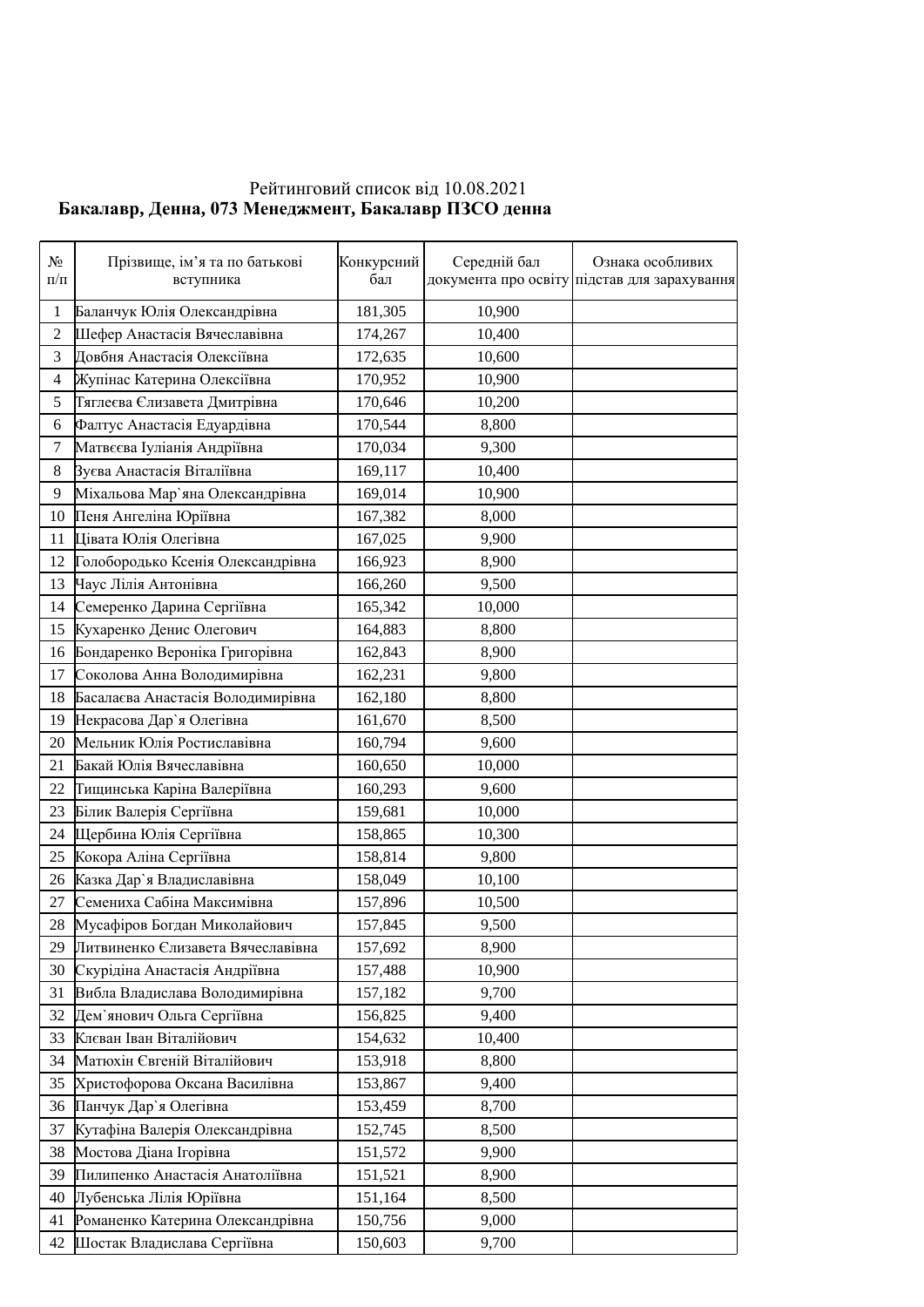Рейтинговий список від 10.08.2021

**Бакалавр, Денна, 073 Менеджмент, Бакалавр ПЗСО денна**

| № п/п | Прізвище, ім'я та по батькові вступника | Конкурсний бал | Середній бал документа про освіту | Ознака особливих підстав для зарахування |
|---|---|---|---|---|
| 1 | Баланчук Юлія Олександрівна | 181,305 | 10,900 | |
| 2 | Шефер Анастасія Вячеславівна | 174,267 | 10,400 | |
| 3 | Довбня Анастасія Олексіївна | 172,635 | 10,600 | |
| 4 | Жупінас Катерина Олексіївна | 170,952 | 10,900 | |
| 5 | Тяглеєва Єлизавета Дмитрівна | 170,646 | 10,200 | |
| 6 | Фалтус Анастасія Едуардівна | 170,544 | 8,800 | |
| 7 | Матвєєва Іуліанія Андріївна | 170,034 | 9,300 | |
| 8 | Зуєва Анастасія Віталіївна | 169,117 | 10,400 | |
| 9 | Міхальова Мар`яна Олександрівна | 169,014 | 10,900 | |
| 10 | Пеня Ангеліна Юріївна | 167,382 | 8,000 | |
| 11 | Цівата Юлія Олегівна | 167,025 | 9,900 | |
| 12 | Голобородько Ксенія Олександрівна | 166,923 | 8,900 | |
| 13 | Чаус Лілія Антонівна | 166,260 | 9,500 | |
| 14 | Семеренко Дарина Сергіївна | 165,342 | 10,000 | |
| 15 | Кухаренко Денис Олегович | 164,883 | 8,800 | |
| 16 | Бондаренко Вероніка Григорівна | 162,843 | 8,900 | |
| 17 | Соколова Анна Володимирівна | 162,231 | 9,800 | |
| 18 | Басалаєва Анастасія Володимирівна | 162,180 | 8,800 | |
| 19 | Некрасова Дар`я Олегівна | 161,670 | 8,500 | |
| 20 | Мельник Юлія Ростиславівна | 160,794 | 9,600 | |
| 21 | Бакай Юлія Вячеславівна | 160,650 | 10,000 | |
| 22 | Тищинська Каріна Валеріївна | 160,293 | 9,600 | |
| 23 | Білик Валерія Сергіївна | 159,681 | 10,000 | |
| 24 | Щербина Юлія Сергіївна | 158,865 | 10,300 | |
| 25 | Кокора Аліна Сергіївна | 158,814 | 9,800 | |
| 26 | Казка Дар`я Владиславівна | 158,049 | 10,100 | |
| 27 | Семениха Сабіна Максимівна | 157,896 | 10,500 | |
| 28 | Мусафіров Богдан Миколайович | 157,845 | 9,500 | |
| 29 | Литвиненко Єлизавета Вячеславівна | 157,692 | 8,900 | |
| 30 | Скурідіна Анастасія Андріївна | 157,488 | 10,900 | |
| 31 | Вибла Владислава Володимирівна | 157,182 | 9,700 | |
| 32 | Дем`янович Ольга Сергіївна | 156,825 | 9,400 | |
| 33 | Клєван Іван Віталійович | 154,632 | 10,400 | |
| 34 | Матюхін Євгеній Віталійович | 153,918 | 8,800 | |
| 35 | Христофорова Оксана Василівна | 153,867 | 9,400 | |
| 36 | Панчук Дар`я Олегівна | 153,459 | 8,700 | |
| 37 | Кутафіна Валерія Олександрівна | 152,745 | 8,500 | |
| 38 | Мостова Діана Ігорівна | 151,572 | 9,900 | |
| 39 | Пилипенко Анастасія Анатоліївна | 151,521 | 8,900 | |
| 40 | Лубенська Лілія Юріївна | 151,164 | 8,500 | |
| 41 | Романенко Катерина Олександрівна | 150,756 | 9,000 | |
| 42 | Шостак Владислава Сергіївна | 150,603 | 9,700 | |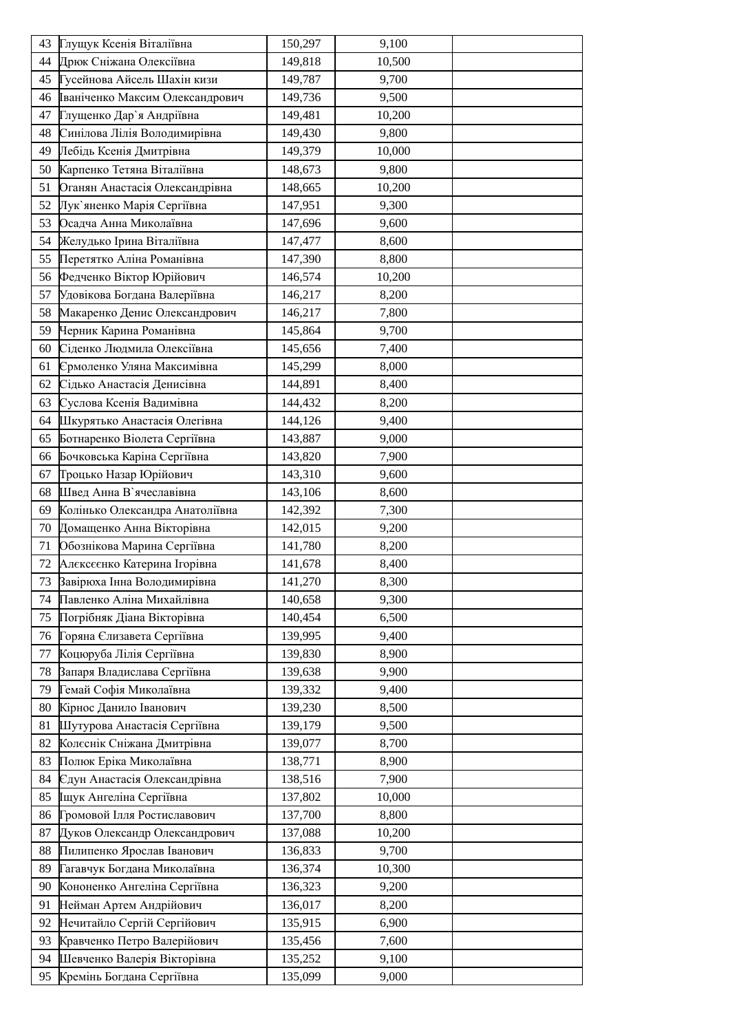| 43 | Глущук Ксенія Віталіївна | 150,297 | 9,100 | |
|---|---|---|---|---|
| 44 | Дрюк Сніжана Олексіївна | 149,818 | 10,500 | |
| 45 | Гусейнова Айсель Шахін кизи | 149,787 | 9,700 | |
| 46 | Іваніченко Максим Олександрович | 149,736 | 9,500 | |
| 47 | Глущенко Дар`я Андріївна | 149,481 | 10,200 | |
| 48 | Синілова Лілія Володимирівна | 149,430 | 9,800 | |
| 49 | Лебідь Ксенія Дмитрівна | 149,379 | 10,000 | |
| 50 | Карпенко Тетяна Віталіївна | 148,673 | 9,800 | |
| 51 | Оганян Анастасія Олександрівна | 148,665 | 10,200 | |
| 52 | Лук`яненко Марія Сергіївна | 147,951 | 9,300 | |
| 53 | Осадча Анна Миколаївна | 147,696 | 9,600 | |
| 54 | Желудько Ірина Віталіївна | 147,477 | 8,600 | |
| 55 | Перетятко Аліна Романівна | 147,390 | 8,800 | |
| 56 | Федченко Віктор Юрійович | 146,574 | 10,200 | |
| 57 | Удовікова Богдана Валеріївна | 146,217 | 8,200 | |
| 58 | Макаренко Денис Олександрович | 146,217 | 7,800 | |
| 59 | Черник Карина Романівна | 145,864 | 9,700 | |
| 60 | Сіденко Людмила Олексіївна | 145,656 | 7,400 | |
| 61 | Єрмоленко Уляна Максимівна | 145,299 | 8,000 | |
| 62 | Сідько Анастасія Денисівна | 144,891 | 8,400 | |
| 63 | Суслова Ксенія Вадимівна | 144,432 | 8,200 | |
| 64 | Шкурятько Анастасія Олегівна | 144,126 | 9,400 | |
| 65 | Ботнаренко Віолета Сергіївна | 143,887 | 9,000 | |
| 66 | Бочковська Каріна Сергіївна | 143,820 | 7,900 | |
| 67 | Троцько Назар Юрійович | 143,310 | 9,600 | |
| 68 | Швед Анна В`ячеславівна | 143,106 | 8,600 | |
| 69 | Колінько Олександра Анатоліївна | 142,392 | 7,300 | |
| 70 | Домащенко Анна Вікторівна | 142,015 | 9,200 | |
| 71 | Обознікова Марина Сергіївна | 141,780 | 8,200 | |
| 72 | Алєксєєнко Катерина Ігорівна | 141,678 | 8,400 | |
| 73 | Завірюха Інна Володимирівна | 141,270 | 8,300 | |
| 74 | Павленко Аліна Михайлівна | 140,658 | 9,300 | |
| 75 | Погрібняк Діана Вікторівна | 140,454 | 6,500 | |
| 76 | Горяна Єлизавета Сергіївна | 139,995 | 9,400 | |
| 77 | Коцюруба Лілія Сергіївна | 139,830 | 8,900 | |
| 78 | Запаря Владислава Сергіївна | 139,638 | 9,900 | |
| 79 | Гемай Софія Миколаївна | 139,332 | 9,400 | |
| 80 | Кірнос Данило Іванович | 139,230 | 8,500 | |
| 81 | Шутурова Анастасія Сергіївна | 139,179 | 9,500 | |
| 82 | Колєснік Сніжана Дмитрівна | 139,077 | 8,700 | |
| 83 | Полюк Еріка Миколаївна | 138,771 | 8,900 | |
| 84 | Єдун Анастасія Олександрівна | 138,516 | 7,900 | |
| 85 | Іщук Ангеліна Сергіївна | 137,802 | 10,000 | |
| 86 | Громовой Ілля Ростиславович | 137,700 | 8,800 | |
| 87 | Дуков Олександр Олександрович | 137,088 | 10,200 | |
| 88 | Пилипенко Ярослав Іванович | 136,833 | 9,700 | |
| 89 | Гагавчук Богдана Миколаївна | 136,374 | 10,300 | |
| 90 | Кононенко Ангеліна Сергіївна | 136,323 | 9,200 | |
| 91 | Нейман Артем Андрійович | 136,017 | 8,200 | |
| 92 | Нечитайло Сергій Сергійович | 135,915 | 6,900 | |
| 93 | Кравченко Петро Валерійович | 135,456 | 7,600 | |
| 94 | Шевченко Валерія Вікторівна | 135,252 | 9,100 | |
| 95 | Кремінь Богдана Сергіївна | 135,099 | 9,000 | |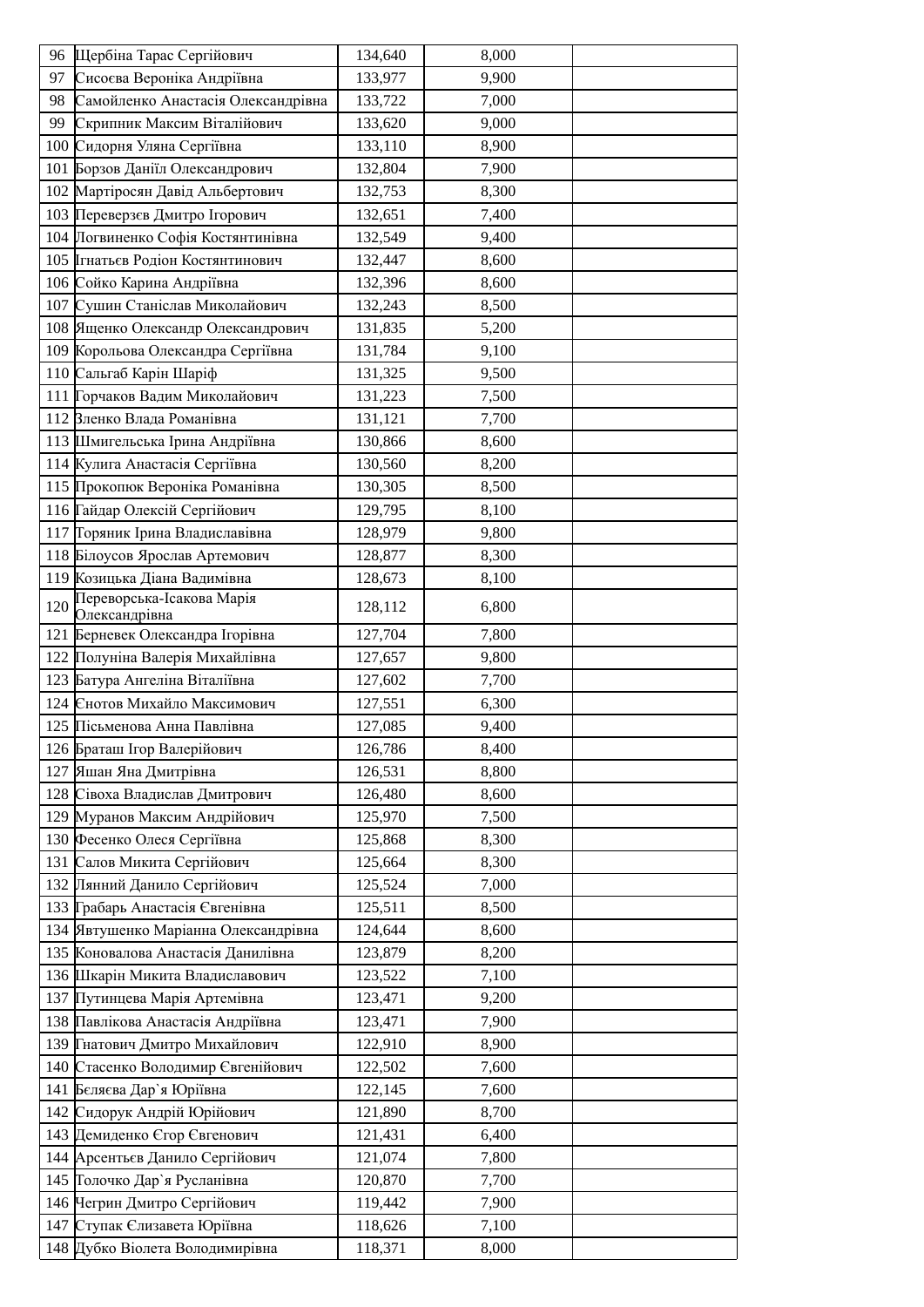| | | | | |
|---|---|---|---|---|
| 96 | Щербіна Тарас Сергійович | 134,640 | 8,000 | |
| 97 | Сисоєва Вероніка Андріївна | 133,977 | 9,900 | |
| 98 | Самойленко Анастасія Олександрівна | 133,722 | 7,000 | |
| 99 | Скрипник Максим Віталійович | 133,620 | 9,000 | |
| 100 | Сидорня Уляна Сергіївна | 133,110 | 8,900 | |
| 101 | Борзов Даніїл Олександрович | 132,804 | 7,900 | |
| 102 | Мартіросян Давід Альбертович | 132,753 | 8,300 | |
| 103 | Переверзєв Дмитро Ігорович | 132,651 | 7,400 | |
| 104 | Логвиненко Софія Костянтинівна | 132,549 | 9,400 | |
| 105 | Ігнатьєв Родіон Костянтинович | 132,447 | 8,600 | |
| 106 | Сойко Карина Андріївна | 132,396 | 8,600 | |
| 107 | Сушин Станіслав Миколайович | 132,243 | 8,500 | |
| 108 | Ященко Олександр Олександрович | 131,835 | 5,200 | |
| 109 | Корольова Олександра Сергіївна | 131,784 | 9,100 | |
| 110 | Сальгаб Карін Шаріф | 131,325 | 9,500 | |
| 111 | Горчаков Вадим Миколайович | 131,223 | 7,500 | |
| 112 | Зленко Влада Романівна | 131,121 | 7,700 | |
| 113 | Шмигельська Ірина Андріївна | 130,866 | 8,600 | |
| 114 | Кулига Анастасія Сергіївна | 130,560 | 8,200 | |
| 115 | Прокопюк Вероніка Романівна | 130,305 | 8,500 | |
| 116 | Гайдар Олексій Сергійович | 129,795 | 8,100 | |
| 117 | Торяник Ірина Владиславівна | 128,979 | 9,800 | |
| 118 | Білоусов Ярослав Артемович | 128,877 | 8,300 | |
| 119 | Козицька Діана Вадимівна | 128,673 | 8,100 | |
| 120 | Переворська-Ісакова Марія Олександрівна | 128,112 | 6,800 | |
| 121 | Берневек Олександра Ігорівна | 127,704 | 7,800 | |
| 122 | Полуніна Валерія Михайлівна | 127,657 | 9,800 | |
| 123 | Батура Ангеліна Віталіївна | 127,602 | 7,700 | |
| 124 | Єнотов Михайло Максимович | 127,551 | 6,300 | |
| 125 | Пісьменова Анна Павлівна | 127,085 | 9,400 | |
| 126 | Браташ Ігор Валерійович | 126,786 | 8,400 | |
| 127 | Яшан Яна Дмитрівна | 126,531 | 8,800 | |
| 128 | Сівоха Владислав Дмитрович | 126,480 | 8,600 | |
| 129 | Муранов Максим Андрійович | 125,970 | 7,500 | |
| 130 | Фесенко Олеся Сергіївна | 125,868 | 8,300 | |
| 131 | Салов Микита Сергійович | 125,664 | 8,300 | |
| 132 | Лянний Данило Сергійович | 125,524 | 7,000 | |
| 133 | Грабарь Анастасія Євгенівна | 125,511 | 8,500 | |
| 134 | Явтушенко Маріанна Олександрівна | 124,644 | 8,600 | |
| 135 | Коновалова Анастасія Данилівна | 123,879 | 8,200 | |
| 136 | Шкарін Микита Владиславович | 123,522 | 7,100 | |
| 137 | Путинцева Марія Артемівна | 123,471 | 9,200 | |
| 138 | Павлікова Анастасія Андріївна | 123,471 | 7,900 | |
| 139 | Гнатович Дмитро Михайлович | 122,910 | 8,900 | |
| 140 | Стасенко Володимир Євгенійович | 122,502 | 7,600 | |
| 141 | Бєляєва Дар`я Юріївна | 122,145 | 7,600 | |
| 142 | Сидорук Андрій Юрійович | 121,890 | 8,700 | |
| 143 | Демиденко Єгор Євгенович | 121,431 | 6,400 | |
| 144 | Арсентьєв Данило Сергійович | 121,074 | 7,800 | |
| 145 | Толочко Дар`я Русланівна | 120,870 | 7,700 | |
| 146 | Чегрин Дмитро Сергійович | 119,442 | 7,900 | |
| 147 | Ступак Єлизавета Юріївна | 118,626 | 7,100 | |
| 148 | Дубко Віолета Володимирівна | 118,371 | 8,000 | |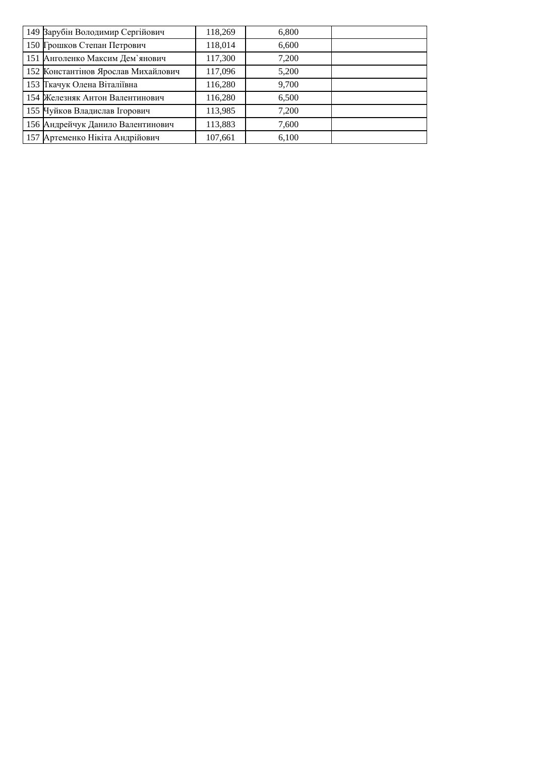| | | | | |
|---|---|---|---|---|
| 149 | Зарубін Володимир Сергійович | 118,269 | 6,800 | |
| 150 | Грошков Степан Петрович | 118,014 | 6,600 | |
| 151 | Анголенко Максим Дем`янович | 117,300 | 7,200 | |
| 152 | Константінов Ярослав Михайлович | 117,096 | 5,200 | |
| 153 | Ткачук Олена Віталіївна | 116,280 | 9,700 | |
| 154 | Железняк Антон Валентинович | 116,280 | 6,500 | |
| 155 | Чуйков Владислав Ігорович | 113,985 | 7,200 | |
| 156 | Андрейчук Данило Валентинович | 113,883 | 7,600 | |
| 157 | Артеменко Нікіта Андрійович | 107,661 | 6,100 | |